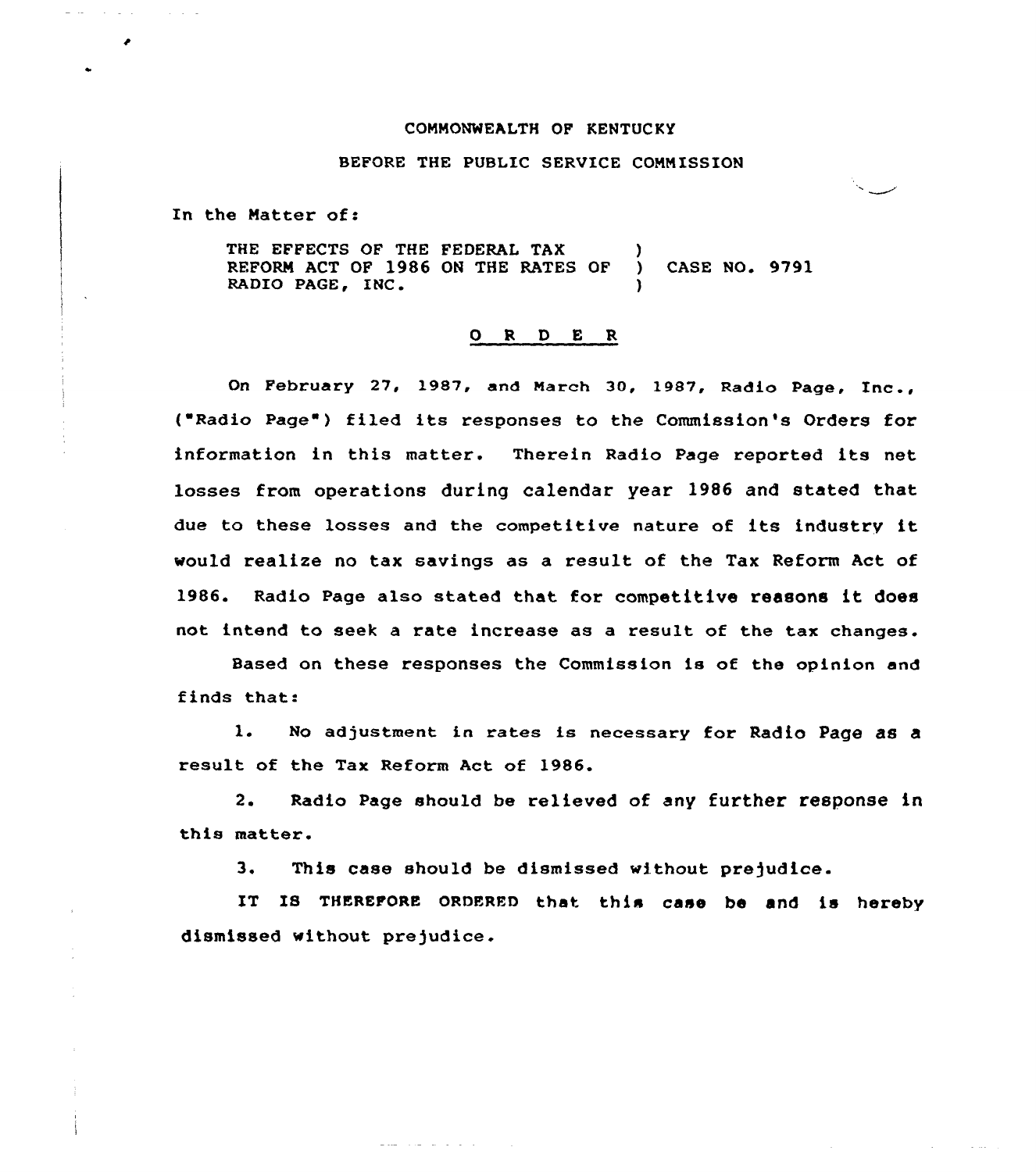COMMONWEALTH OF KENTUCKY

BEFORE THE PUBLIC SERVICE COMMISSION

In the Matter of:

| | | |
|---|---|---|
| THE EFFECTS OF THE FEDERAL TAX REFORM ACT OF 1986 ON THE RATES OF RADIO PAGE, INC. | ) ) ) | CASE NO. 9791 |

## O R D E R

On February 27, 1987, and March 30, 1987, Radio Page, Inc., ("Radio Page") filed its responses to the Commission's Orders for information in this matter. Therein Radio Page reported its net losses from operations during calendar year 1986 and stated that due to these losses and the competitive nature of its industry it would realize no tax savings as a result of the Tax Reform Act of 1986. Radio Page also stated that for competitive reasons it does not intend to seek a rate increase as a result of the tax changes.

Based on these responses the Commission is of the opinion and finds that:

1. No adjustment in rates is necessary for Radio Page as a result of the Tax Reform Act of 1986.

2. Radio Page should be relieved of any further response in this matter.

3. This case should be dismissed without prejudice.

IT IS THEREFORE ORDERED that this case be and is hereby dismissed without prejudice.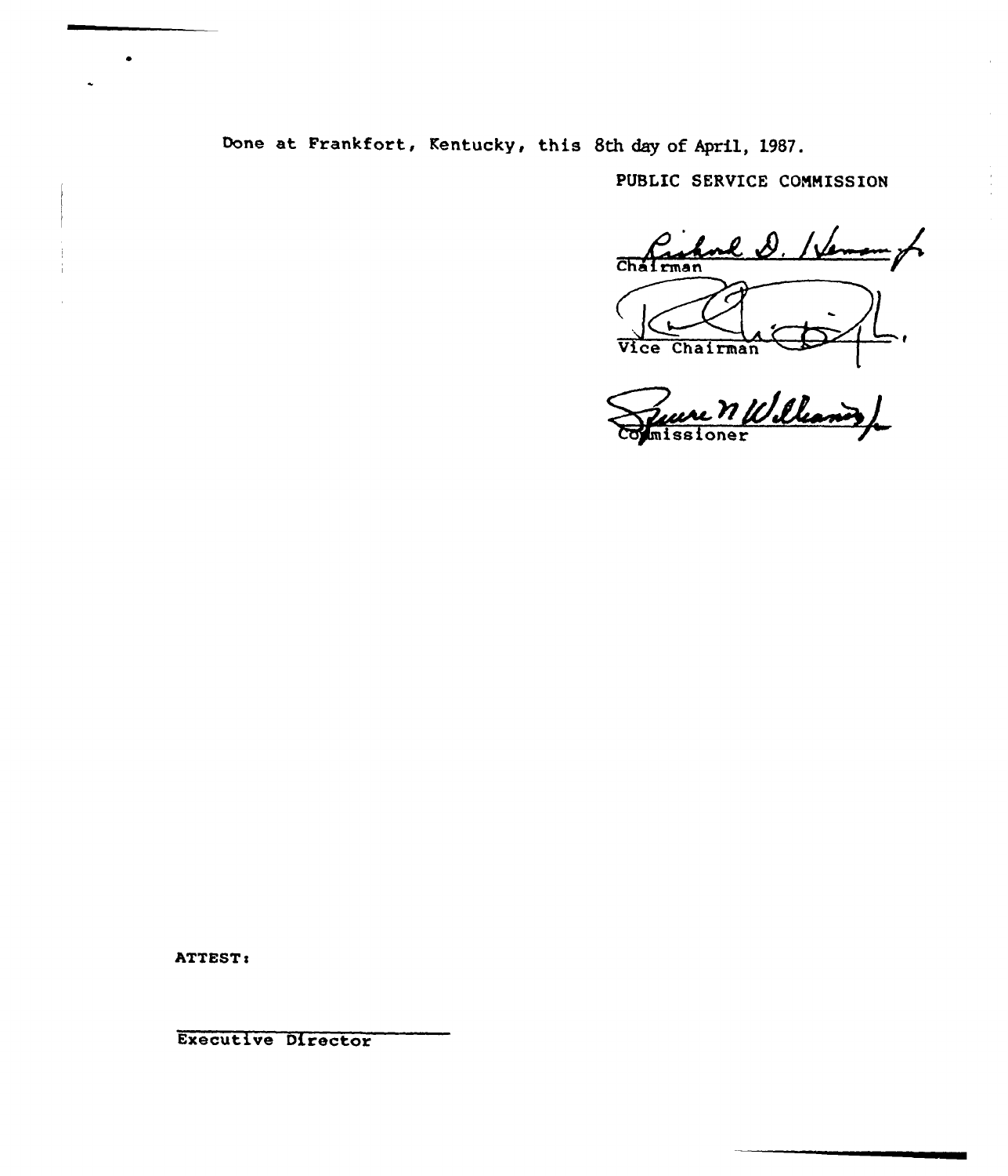Done at Frankfort, Kentucky, this 8th day of April, 1987.

PUBLIC SERVICE COMMISSION

Richard D. Heman, Jr.
Chairman

Vice Chairman

George N. Williams, Jr.
Commissioner

ATTEST:

Executive Director